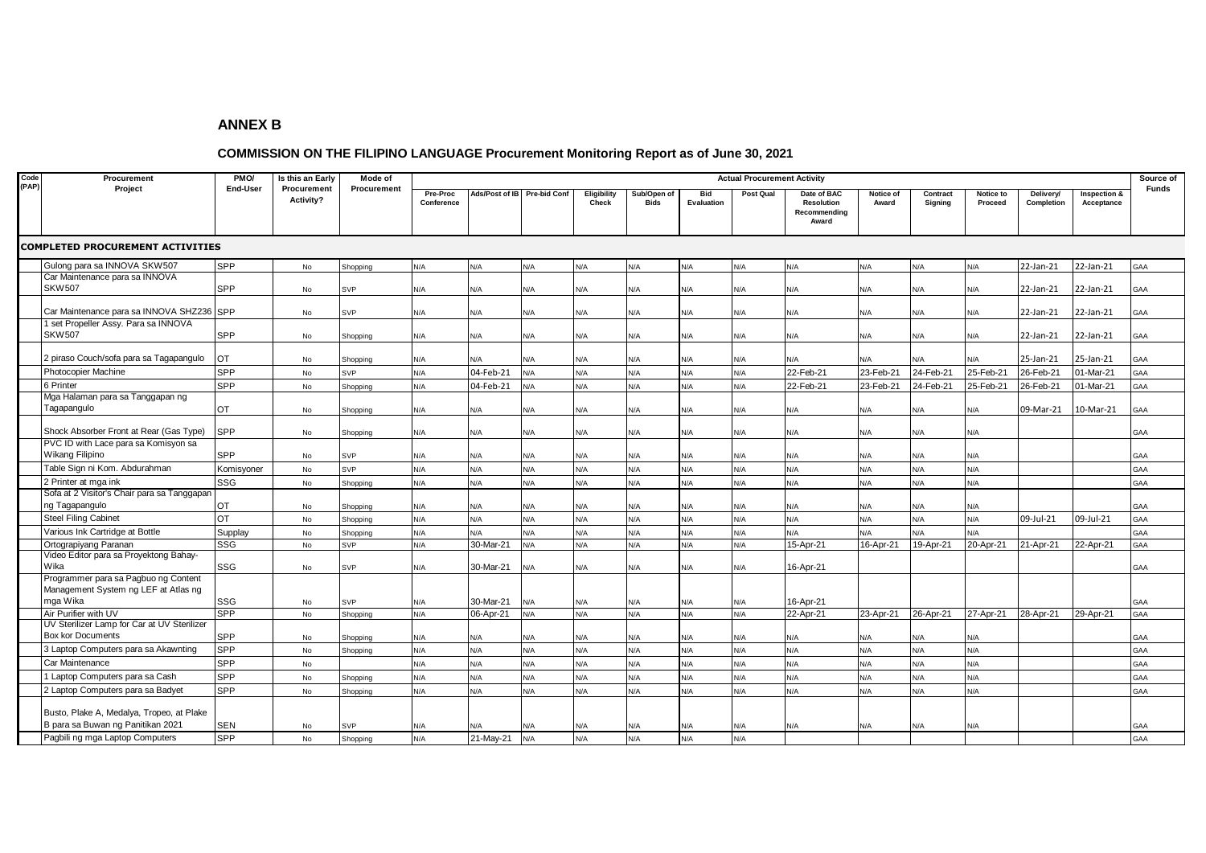## ANNEX B

### COMMISSION ON THE FILIPINO LANGUAGE Procurement Monitoring Report as of June 30, 2021

| Code (PAP) | Procurement Project | PMO/ End-User | Is this an Early Procurement Activity? | Mode of Procurement | Actual Procurement Activity | | | | | | | | | | | | | | Source of Funds |
|---|---|---|---|---|---|---|---|---|---|---|---|---|---|---|---|---|---|---|---|
| | | | | | Pre-Proc Conference | Ads/Post of IB | Pre-bid Conf | Eligibility Check | Sub/Open of Bids | Bid Evaluation | Post Qual | Date of BAC Resolution Recommending Award | Notice of Award | Contract Signing | Notice to Proceed | Delivery/ Completion | Inspection & Acceptance | |
| **COMPLETED PROCUREMENT ACTIVITIES** | | | | | | | | | | | | | | | | | | | |
| | Gulong para sa INNOVA SKW507 | SPP | No | Shopping | N/A | N/A | N/A | N/A | N/A | N/A | N/A | N/A | N/A | N/A | N/A | 22-Jan-21 | 22-Jan-21 | GAA |
| | Car Maintenance para sa INNOVA SKW507 | SPP | No | SVP | N/A | N/A | N/A | N/A | N/A | N/A | N/A | N/A | N/A | N/A | N/A | 22-Jan-21 | 22-Jan-21 | GAA |
| | Car Maintenance para sa INNOVA SHZ236 | SPP | No | SVP | N/A | N/A | N/A | N/A | N/A | N/A | N/A | N/A | N/A | N/A | N/A | 22-Jan-21 | 22-Jan-21 | GAA |
| | 1 set Propeller Assy. Para sa INNOVA SKW507 | SPP | No | Shopping | N/A | N/A | N/A | N/A | N/A | N/A | N/A | N/A | N/A | N/A | N/A | 22-Jan-21 | 22-Jan-21 | GAA |
| | 2 piraso Couch/sofa para sa Tagapangulo | OT | No | Shopping | N/A | N/A | N/A | N/A | N/A | N/A | N/A | N/A | N/A | N/A | N/A | 25-Jan-21 | 25-Jan-21 | GAA |
| | Photocopier Machine | SPP | No | SVP | N/A | 04-Feb-21 | N/A | N/A | N/A | N/A | N/A | 22-Feb-21 | 23-Feb-21 | 24-Feb-21 | 25-Feb-21 | 26-Feb-21 | 01-Mar-21 | GAA |
| | 6 Printer | SPP | No | Shopping | N/A | 04-Feb-21 | N/A | N/A | N/A | N/A | N/A | 22-Feb-21 | 23-Feb-21 | 24-Feb-21 | 25-Feb-21 | 26-Feb-21 | 01-Mar-21 | GAA |
| | Mga Halaman para sa Tanggapan ng Tagapangulo | OT | No | Shopping | N/A | N/A | N/A | N/A | N/A | N/A | N/A | N/A | N/A | N/A | N/A | 09-Mar-21 | 10-Mar-21 | GAA |
| | Shock Absorber Front at Rear (Gas Type) | SPP | No | Shopping | N/A | N/A | N/A | N/A | N/A | N/A | N/A | N/A | N/A | N/A | N/A | | | GAA |
| | PVC ID with Lace para sa Komisyon sa Wikang Filipino | SPP | No | SVP | N/A | N/A | N/A | N/A | N/A | N/A | N/A | N/A | N/A | N/A | N/A | | | GAA |
| | Table Sign ni Kom. Abdurahman | Komisyoner | No | SVP | N/A | N/A | N/A | N/A | N/A | N/A | N/A | N/A | N/A | N/A | N/A | | | GAA |
| | 2 Printer at mga ink | SSG | No | Shopping | N/A | N/A | N/A | N/A | N/A | N/A | N/A | N/A | N/A | N/A | N/A | | | GAA |
| | Sofa at 2 Visitor's Chair para sa Tanggapan ng Tagapangulo | OT | No | Shopping | N/A | N/A | N/A | N/A | N/A | N/A | N/A | N/A | N/A | N/A | N/A | | | GAA |
| | Steel Filing Cabinet | OT | No | Shopping | N/A | N/A | N/A | N/A | N/A | N/A | N/A | N/A | N/A | N/A | N/A | 09-Jul-21 | 09-Jul-21 | GAA |
| | Various Ink Cartridge at Bottle | Supplay | No | Shopping | N/A | N/A | N/A | N/A | N/A | N/A | N/A | N/A | N/A | N/A | N/A | | | GAA |
| | Ortograpiyang Paranan | SSG | No | SVP | N/A | 30-Mar-21 | N/A | N/A | N/A | N/A | N/A | 15-Apr-21 | 16-Apr-21 | 19-Apr-21 | 20-Apr-21 | 21-Apr-21 | 22-Apr-21 | GAA |
| | Video Editor para sa Proyektong Bahay-Wika | SSG | No | SVP | N/A | 30-Mar-21 | N/A | N/A | N/A | N/A | N/A | 16-Apr-21 | | | | | | GAA |
| | Programmer para sa Pagbuo ng Content Management System ng LEF at Atlas ng mga Wika | SSG | No | SVP | N/A | 30-Mar-21 | N/A | N/A | N/A | N/A | N/A | 16-Apr-21 | | | | | | GAA |
| | Air Purifier with UV | SPP | No | Shopping | N/A | 06-Apr-21 | N/A | N/A | N/A | N/A | N/A | 22-Apr-21 | 23-Apr-21 | 26-Apr-21 | 27-Apr-21 | 28-Apr-21 | 29-Apr-21 | GAA |
| | UV Sterilizer Lamp for Car at UV Sterilizer Box kor Documents | SPP | No | Shopping | N/A | N/A | N/A | N/A | N/A | N/A | N/A | N/A | N/A | N/A | N/A | | | GAA |
| | 3 Laptop Computers para sa Akawnting | SPP | No | Shopping | N/A | N/A | N/A | N/A | N/A | N/A | N/A | N/A | N/A | N/A | N/A | | | GAA |
| | Car Maintenance | SPP | No | | N/A | N/A | N/A | N/A | N/A | N/A | N/A | N/A | N/A | N/A | N/A | | | GAA |
| | 1 Laptop Computers para sa Cash | SPP | No | Shopping | N/A | N/A | N/A | N/A | N/A | N/A | N/A | N/A | N/A | N/A | N/A | | | GAA |
| | 2 Laptop Computers para sa Badyet | SPP | No | Shopping | N/A | N/A | N/A | N/A | N/A | N/A | N/A | N/A | N/A | N/A | N/A | | | GAA |
| | Busto, Plake A, Medalya, Tropeo, at Plake B para sa Buwan ng Panitikan 2021 | SEN | No | SVP | N/A | N/A | N/A | N/A | N/A | N/A | N/A | N/A | N/A | N/A | N/A | | | GAA |
| | Pagbili ng mga Laptop Computers | SPP | No | Shopping | N/A | 21-May-21 | N/A | N/A | N/A | N/A | N/A | | | | | | | GAA |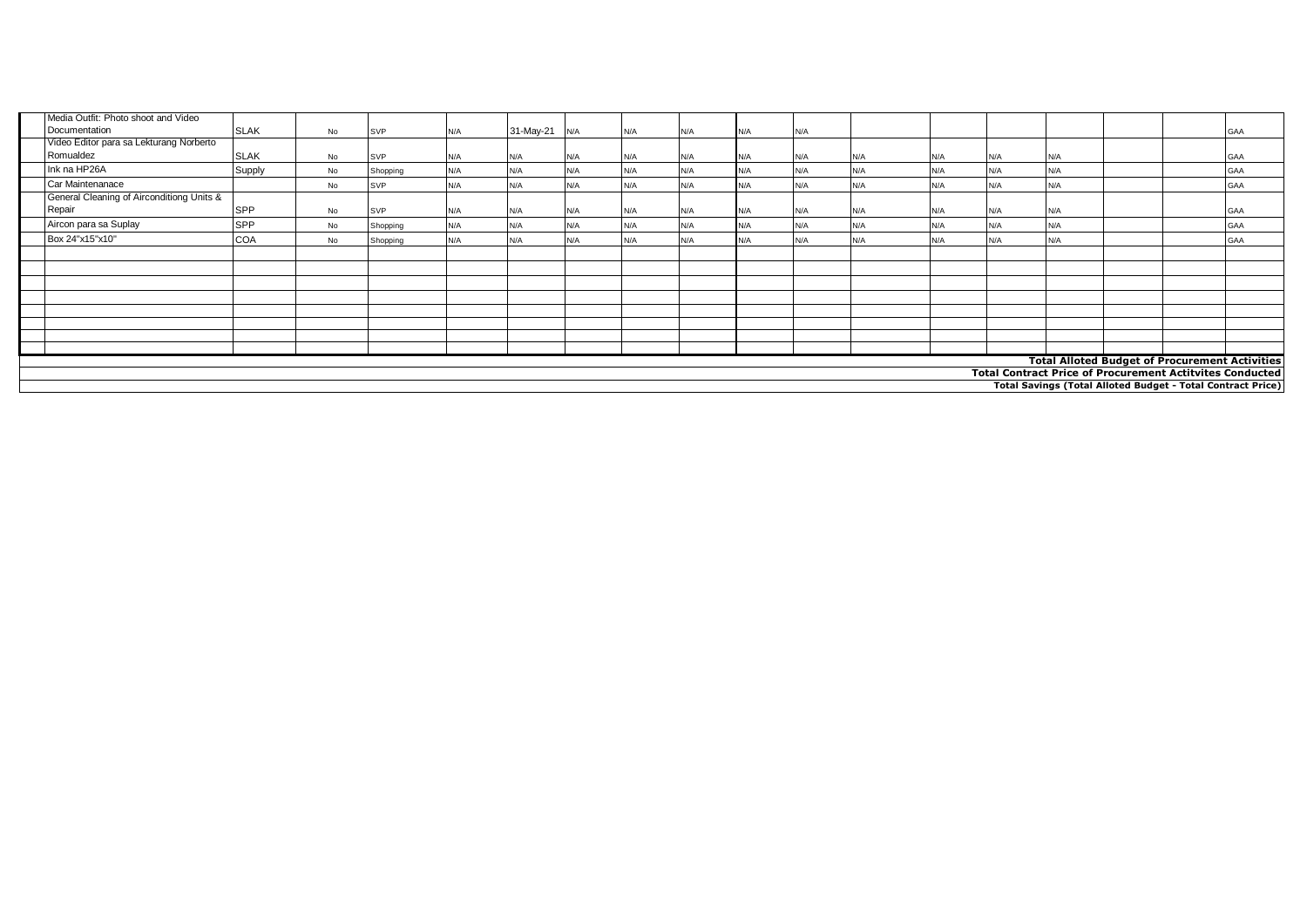| | | | | | | | | | | | | | | | | | | |
|---|---|---|---|---|---|---|---|---|---|---|---|---|---|---|---|---|---|---|
| | Media Outfit: Photo shoot and Video Documentation | SLAK | No | SVP | N/A | 31-May-21 | N/A | N/A | N/A | N/A | N/A | | | | | | | GAA |
| | Video Editor para sa Lekturang Norberto Romualdez | SLAK | No | SVP | N/A | N/A | N/A | N/A | N/A | N/A | N/A | N/A | N/A | N/A | N/A | | | GAA |
| | Ink na HP26A | Supply | No | Shopping | N/A | N/A | N/A | N/A | N/A | N/A | N/A | N/A | N/A | N/A | N/A | | | GAA |
| | Car Maintenanace | | No | SVP | N/A | N/A | N/A | N/A | N/A | N/A | N/A | N/A | N/A | N/A | N/A | | | GAA |
| | General Cleaning of Airconditiong Units & Repair | SPP | No | SVP | N/A | N/A | N/A | N/A | N/A | N/A | N/A | N/A | N/A | N/A | N/A | | | GAA |
| | Aircon para sa Suplay | SPP | No | Shopping | N/A | N/A | N/A | N/A | N/A | N/A | N/A | N/A | N/A | N/A | N/A | | | GAA |
| | Box 24"x15"x10" | COA | No | Shopping | N/A | N/A | N/A | N/A | N/A | N/A | N/A | N/A | N/A | N/A | N/A | | | GAA |
| | | | | | | | | | | | | | | | | | | |
| | | | | | | | | | | | | | | | | | | |
| | | | | | | | | | | | | | | | | | | |
| | | | | | | | | | | | | | | | | | | |
| | | | | | | | | | | | | | | | | | | |
| | | | | | | | | | | | | | | | | | | |
| | | | | | | | | | | | | | | | | | | |
| | | | | | | | | | | | | | | | | | | |
| | | | | | | | | | | | | | | | | | | **Total Alloted Budget of Procurement Activities** |
| | | | | | | | | | | | | | | | | | | **Total Contract Price of Procurement Actitvites Conducted** |
| | | | | | | | | | | | | | | | | | | **Total Savings (Total Alloted Budget - Total Contract Price)** |